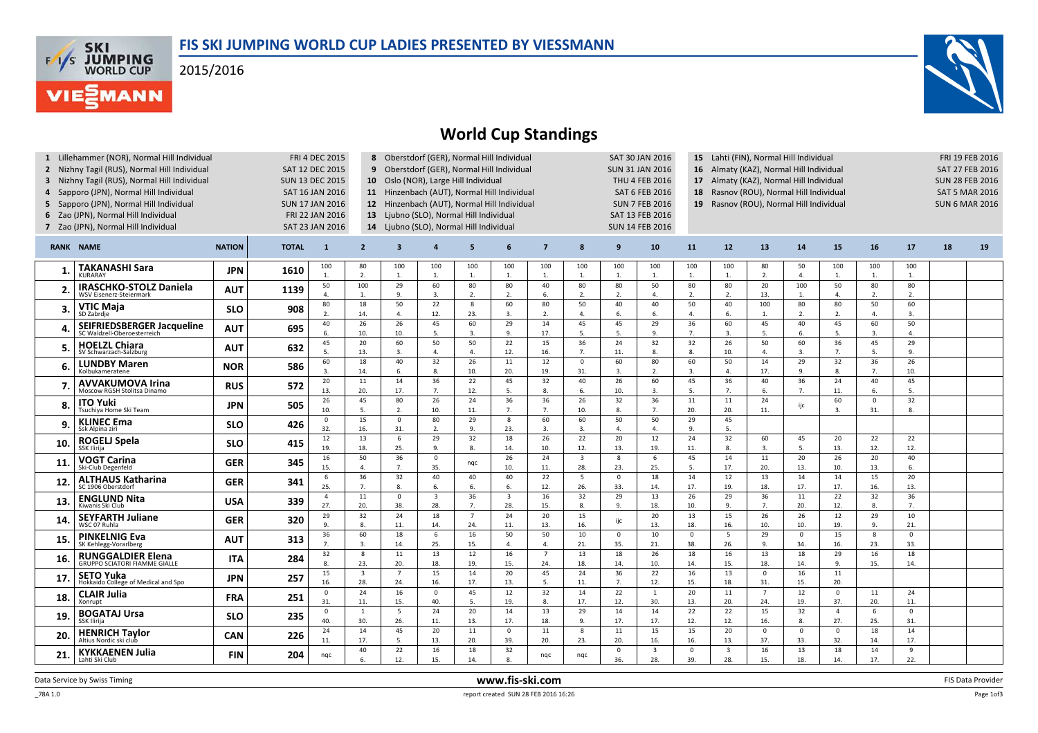# FIS SKI JUMPING WORLD CUP LADIES PRESENTED BY VIESSMANN

2015/2016

## World Cup Standings

| | Competition | Date |
|---|---|---|
| 1 | Lillehammer (NOR), Normal Hill Individual | FRI 4 DEC 2015 |
| 2 | Nizhny Tagil (RUS), Normal Hill Individual | SAT 12 DEC 2015 |
| 3 | Nizhny Tagil (RUS), Normal Hill Individual | SUN 13 DEC 2015 |
| 4 | Sapporo (JPN), Normal Hill Individual | SAT 16 JAN 2016 |
| 5 | Sapporo (JPN), Normal Hill Individual | SUN 17 JAN 2016 |
| 6 | Zao (JPN), Normal Hill Individual | FRI 22 JAN 2016 |
| 7 | Zao (JPN), Normal Hill Individual | SAT 23 JAN 2016 |
| 8 | Oberstdorf (GER), Normal Hill Individual | SAT 30 JAN 2016 |
| 9 | Oberstdorf (GER), Normal Hill Individual | SUN 31 JAN 2016 |
| 10 | Oslo (NOR), Large Hill Individual | THU 4 FEB 2016 |
| 11 | Hinzenbach (AUT), Normal Hill Individual | SAT 6 FEB 2016 |
| 12 | Hinzenbach (AUT), Normal Hill Individual | SUN 7 FEB 2016 |
| 13 | Ljubno (SLO), Normal Hill Individual | SAT 13 FEB 2016 |
| 14 | Ljubno (SLO), Normal Hill Individual | SUN 14 FEB 2016 |
| 15 | Lahti (FIN), Normal Hill Individual | FRI 19 FEB 2016 |
| 16 | Almaty (KAZ), Normal Hill Individual | SAT 27 FEB 2016 |
| 17 | Almaty (KAZ), Normal Hill Individual | SUN 28 FEB 2016 |
| 18 | Rasnov (ROU), Normal Hill Individual | SAT 5 MAR 2016 |
| 19 | Rasnov (ROU), Normal Hill Individual | SUN 6 MAR 2016 |

| RANK | NAME | NATION | TOTAL | 1 | 2 | 3 | 4 | 5 | 6 | 7 | 8 | 9 | 10 | 11 | 12 | 13 | 14 | 15 | 16 | 17 | 18 | 19 |
|---|---|---|---|---|---|---|---|---|---|---|---|---|---|---|---|---|---|---|---|---|---|---|
| 1. | TAKANASHI Sara<br>KURARAY | JPN | 1610 | 100<br>1. | 80<br>2. | 100<br>1. | 100<br>1. | 100<br>1. | 100<br>1. | 100<br>1. | 100<br>1. | 100<br>1. | 100<br>1. | 100<br>1. | 100<br>1. | 80<br>2. | 50<br>4. | 100<br>1. | 100<br>1. | 100<br>1. | | |
| 2. | IRASCHKO-STOLZ Daniela<br>WSV Eisenerz-Steiermark | AUT | 1139 | 50<br>4. | 100<br>1. | 29<br>9. | 60<br>3. | 80<br>2. | 80<br>2. | 40<br>6. | 80<br>2. | 80<br>2. | 50<br>4. | 80<br>2. | 80<br>2. | 20<br>13. | 100<br>1. | 50<br>4. | 80<br>2. | 80<br>2. | | |
| 3. | VTIC Maja<br>SD Zabrdje | SLO | 908 | 80<br>2. | 18<br>14. | 50<br>4. | 22<br>12. | 8<br>23. | 60<br>3. | 80<br>2. | 50<br>4. | 40<br>6. | 40<br>6. | 50<br>4. | 40<br>6. | 100<br>1. | 80<br>2. | 80<br>2. | 50<br>4. | 60<br>3. | | |
| 4. | SEIFRIEDSBERGER Jacqueline<br>SC Waldzell-Oberoesterreich | AUT | 695 | 40<br>6. | 26<br>10. | 26<br>10. | 45<br>5. | 60<br>3. | 29<br>9. | 14<br>17. | 45<br>5. | 45<br>5. | 29<br>9. | 36<br>7. | 60<br>3. | 45<br>5. | 40<br>6. | 45<br>5. | 60<br>3. | 50<br>4. | | |
| 5. | HOELZL Chiara<br>SV Schwarzach-Salzburg | AUT | 632 | 45<br>5. | 20<br>13. | 60<br>3. | 50<br>4. | 50<br>4. | 22<br>12. | 15<br>16. | 36<br>7. | 24<br>11. | 32<br>8. | 32<br>8. | 26<br>10. | 50<br>4. | 60<br>3. | 36<br>7. | 45<br>5. | 29<br>9. | | |
| 6. | LUNDBY Maren<br>Kolbukameratene | NOR | 586 | 60<br>3. | 18<br>14. | 40<br>6. | 32<br>8. | 26<br>10. | 11<br>20. | 12<br>19. | 0<br>31. | 60<br>3. | 80<br>2. | 60<br>3. | 50<br>4. | 14<br>17. | 29<br>9. | 32<br>8. | 36<br>7. | 26<br>10. | | |
| 7. | AVVAKUMOVA Irina<br>Moscow RGSH Stolitsa Dinamo | RUS | 572 | 20<br>13. | 11<br>20. | 14<br>17. | 36<br>7. | 22<br>12. | 45<br>5. | 32<br>8. | 40<br>6. | 26<br>10. | 60<br>3. | 45<br>5. | 36<br>7. | 40<br>6. | 36<br>7. | 24<br>11. | 40<br>6. | 45<br>5. | | |
| 8. | ITO Yuki<br>Tsuchiya Home Ski Team | JPN | 505 | 26<br>10. | 45<br>5. | 80<br>2. | 26<br>10. | 24<br>11. | 36<br>7. | 36<br>7. | 26<br>10. | 32<br>8. | 36<br>7. | 11<br>20. | 11<br>20. | 24<br>11. | ijc | 60<br>3. | 0<br>31. | 32<br>8. | | |
| 9. | KLINEC Ema<br>Ssk Alpina ziri | SLO | 426 | 0<br>32. | 15<br>16. | 0<br>31. | 80<br>2. | 29<br>9. | 8<br>23. | 60<br>3. | 60<br>3. | 50<br>4. | 50<br>4. | 29<br>9. | 45<br>5. | | | | | | | |
| 10. | ROGELJ Spela<br>SSK Ilirija | SLO | 415 | 12<br>19. | 13<br>18. | 6<br>25. | 29<br>9. | 32<br>8. | 18<br>14. | 26<br>10. | 22<br>12. | 20<br>13. | 12<br>19. | 24<br>11. | 32<br>8. | 60<br>3. | 45<br>5. | 20<br>13. | 22<br>12. | 22<br>12. | | |
| 11. | VOGT Carina<br>Ski-Club Degenfeld | GER | 345 | 16<br>15. | 50<br>4. | 36<br>7. | 0<br>35. | nqc | 26<br>10. | 24<br>11. | 3<br>28. | 8<br>23. | 6<br>25. | 45<br>5. | 14<br>17. | 11<br>20. | 20<br>13. | 26<br>10. | 20<br>13. | 40<br>6. | | |
| 12. | ALTHAUS Katharina<br>SC 1906 Oberstdorf | GER | 341 | 6<br>25. | 36<br>7. | 32<br>8. | 40<br>6. | 40<br>6. | 40<br>6. | 22<br>12. | 5<br>26. | 0<br>33. | 18<br>14. | 14<br>17. | 12<br>19. | 13<br>18. | 14<br>17. | 14<br>17. | 15<br>16. | 20<br>13. | | |
| 13. | ENGLUND Nita<br>Kiwanis Ski Club | USA | 339 | 4<br>27. | 11<br>20. | 0<br>38. | 3<br>28. | 36<br>7. | 3<br>28. | 16<br>15. | 32<br>8. | 29<br>9. | 13<br>18. | 26<br>10. | 29<br>9. | 36<br>7. | 11<br>20. | 22<br>12. | 32<br>8. | 36<br>7. | | |
| 14. | SEYFARTH Juliane<br>WSC 07 Ruhla | GER | 320 | 29<br>9. | 32<br>8. | 24<br>11. | 18<br>14. | 7<br>24. | 24<br>11. | 20<br>13. | 15<br>16. | ijc | 20<br>13. | 13<br>18. | 15<br>16. | 26<br>10. | 26<br>10. | 12<br>19. | 29<br>9. | 10<br>21. | | |
| 15. | PINKELNIG Eva<br>SK Kehlegg-Vorarlberg | AUT | 313 | 36<br>7. | 60<br>3. | 18<br>14. | 6<br>25. | 16<br>15. | 50<br>4. | 50<br>4. | 10<br>21. | 0<br>35. | 10<br>21. | 0<br>38. | 5<br>26. | 29<br>9. | 0<br>34. | 15<br>16. | 8<br>23. | 0<br>33. | | |
| 16. | RUNGGALDIER Elena<br>GRUPPO SCIATORI FIAMME GIALLE | ITA | 284 | 32<br>8. | 8<br>23. | 11<br>20. | 13<br>18. | 12<br>19. | 16<br>15. | 7<br>24. | 13<br>18. | 18<br>14. | 26<br>10. | 18<br>14. | 16<br>15. | 13<br>18. | 18<br>14. | 29<br>9. | 16<br>15. | 18<br>14. | | |
| 17. | SETO Yuka<br>Hokkaido College of Medical and Spo | JPN | 257 | 15<br>16. | 3<br>28. | 7<br>24. | 15<br>16. | 14<br>17. | 20<br>13. | 45<br>5. | 24<br>11. | 36<br>7. | 22<br>12. | 16<br>15. | 13<br>18. | 0<br>31. | 16<br>15. | 11<br>20. | | | | |
| 18. | CLAIR Julia<br>Xonrupt | FRA | 251 | 0<br>31. | 24<br>11. | 16<br>15. | 0<br>40. | 45<br>5. | 12<br>19. | 32<br>8. | 14<br>17. | 22<br>12. | 1<br>30. | 20<br>13. | 11<br>20. | 7<br>24. | 12<br>19. | 0<br>37. | 11<br>20. | 24<br>11. | | |
| 19. | BOGATAJ Ursa<br>SSK Ilirija | SLO | 235 | 0<br>40. | 1<br>30. | 5<br>26. | 24<br>11. | 20<br>13. | 14<br>17. | 13<br>18. | 29<br>9. | 14<br>17. | 14<br>17. | 22<br>12. | 22<br>12. | 15<br>16. | 32<br>8. | 4<br>27. | 6<br>25. | 0<br>31. | | |
| 20. | HENRICH Taylor<br>Altius Nordic ski club | CAN | 226 | 24<br>11. | 14<br>17. | 45<br>5. | 20<br>13. | 11<br>20. | 0<br>39. | 11<br>20. | 8<br>23. | 11<br>20. | 15<br>16. | 15<br>16. | 20<br>13. | 0<br>37. | 0<br>33. | 0<br>32. | 18<br>14. | 14<br>17. | | |
| 21. | KYKKAENEN Julia<br>Lahti Ski Club | FIN | 204 | nqc | 40<br>6. | 22<br>12. | 16<br>15. | 18<br>14. | 32<br>8. | nqc | nqc | 0<br>36. | 3<br>28. | 0<br>39. | 3<br>28. | 16<br>15. | 13<br>18. | 18<br>14. | 14<br>17. | 9<br>22. | | |

Data Service by Swiss Timing | www.fis-ski.com | FIS Data Provider

_78A 1.0 | report created SUN 28 FEB 2016 16:26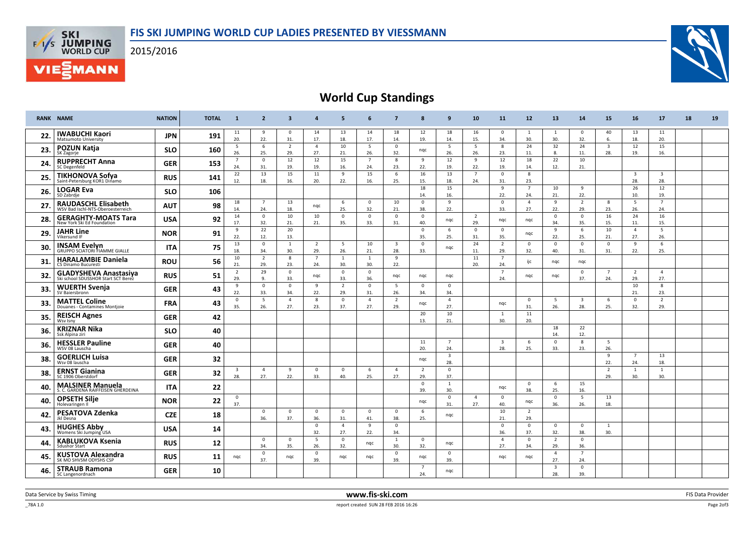# FIS SKI JUMPING WORLD CUP LADIES PRESENTED BY VIESSMANN

2015/2016

## World Cup Standings

| RANK | NAME | NATION | TOTAL | 1 | 2 | 3 | 4 | 5 | 6 | 7 | 8 | 9 | 10 | 11 | 12 | 13 | 14 | 15 | 16 | 17 | 18 | 19 |
|---|---|---|---|---|---|---|---|---|---|---|---|---|---|---|---|---|---|---|---|---|---|---|
| 22. | **IWABUCHI Kaori** Matsumoto University | JPN | 191 | 11 20. | 9 22. | 0 31. | 14 17. | 13 18. | 14 17. | 18 14. | 12 19. | 18 14. | 16 15. | 0 34. | 1 30. | 1 30. | 0 32. | 40 6. | 13 18. | 11 20. | | |
| 23. | **POZUN Katja** SK Zagorje | SLO | 160 | 5 26. | 6 25. | 2 29. | 4 27. | 10 21. | 5 26. | 0 32. | nqc | 5 26. | 5 26. | 8 23. | 24 11. | 32 8. | 24 11. | 3 28. | 12 19. | 15 16. | | |
| 24. | **RUPPRECHT Anna** SC Degenfeld | GER | 153 | 7 24. | 0 31. | 12 19. | 12 19. | 15 16. | 7 24. | 8 23. | 9 22. | 12 19. | 9 22. | 12 19. | 18 14. | 22 12. | 10 21. | | | | | |
| 25. | **TIKHONOVA Sofya** Saint-Petersburg KOR1 Dinamo | RUS | 141 | 22 12. | 13 18. | 15 16. | 11 20. | 9 22. | 15 16. | 6 25. | 16 15. | 13 18. | 7 24. | 0 31. | 8 23. | | | | 3 28. | 3 28. | | |
| 26. | **LOGAR Eva** SD Zabrdje | SLO | 106 | | | | | | | | 18 14. | 15 16. | | 9 22. | 7 24. | 10 21. | 9 22. | | 26 10. | 12 19. | | |
| 27. | **RAUDASCHL Elisabeth** WSV Bad Ischl-NTS-Oberoesterreich | AUT | 98 | 18 14. | 7 24. | 13 18. | nqc | 6 25. | 0 32. | 10 21. | 0 38. | 9 22. | | 0 33. | 4 27. | 9 22. | 2 29. | 8 23. | 5 26. | 7 24. | | |
| 28. | **GERAGHTY-MOATS Tara** New York Ski Ed Foundation | USA | 92 | 14 17. | 0 32. | 10 21. | 10 21. | 0 35. | 0 33. | 0 31. | 0 40. | nqc | 2 29. | nqc | nqc | 0 34. | 0 35. | 16 15. | 24 11. | 16 15. | | |
| 29. | **JAHR Line** Vikersund IF | NOR | 91 | 9 22. | 22 12. | 20 13. | | | | | 0 35. | 6 25. | 0 31. | 0 35. | nqc | 9 22. | 6 25. | 10 21. | 4 27. | 5 26. | | |
| 30. | **INSAM Evelyn** GRUPPO SCIATORI FIAMME GIALLE | ITA | 75 | 13 18. | 0 34. | 1 30. | 2 29. | 5 26. | 10 21. | 3 28. | 0 33. | nqc | 24 11. | 2 29. | 0 32. | 0 40. | 0 31. | 0 31. | 9 22. | 6 25. | | |
| 31. | **HARALAMBIE Daniela** CS Dinamo Bucuresti | ROU | 56 | 10 21. | 2 29. | 8 23. | 7 24. | 1 30. | 1 30. | 9 22. | | | 11 20. | 7 24. | ijc | nqc | nqc | | | | | |
| 32. | **GLADYSHEVA Anastasiya** Ski school SDUSSHOR Start SCT Berez | RUS | 51 | 2 29. | 29 9. | 0 33. | nqc | 0 33. | 0 36. | nqc | nqc | nqc | | 7 24. | nqc | nqc | 0 37. | 7 24. | 2 29. | 4 27. | | |
| 33. | **WUERTH Svenja** SV Baiersbronn | GER | 43 | 9 22. | 0 33. | 0 34. | 9 22. | 2 29. | 0 31. | 5 26. | 0 34. | 0 34. | | | | | | | 10 21. | 8 23. | | |
| 33. | **MATTEL Coline** Douanes - Contamines Montjoie | FRA | 43 | 0 35. | 5 26. | 4 27. | 8 23. | 0 37. | 4 27. | 2 29. | nqc | 4 27. | | nqc | 0 31. | 5 26. | 3 28. | 6 25. | 0 32. | 2 29. | | |
| 35. | **REISCH Agnes** Wsv Isny | GER | 42 | | | | | | | | 20 13. | 10 21. | | 1 30. | 11 20. | | | | | | | |
| 36. | **KRIZNAR Nika** Ssk Alpina ziri | SLO | 40 | | | | | | | | | | | | | 18 14. | 22 12. | | | | | |
| 36. | **HESSLER Pauline** WSV 08 Lauscha | GER | 40 | | | | | | | | 11 20. | 7 24. | | 3 28. | 6 25. | 0 33. | 8 23. | 5 26. | | | | |
| 38. | **GOERLICH Luisa** Wsv 08 lauscha | GER | 32 | | | | | | | | nqc | 3 28. | | | | | | 9 22. | 7 24. | 13 18. | | |
| 38. | **ERNST Gianina** SC 1906 Oberstdorf | GER | 32 | 3 28. | 4 27. | 9 22. | 0 33. | 0 40. | 6 25. | 4 27. | 2 29. | 0 37. | | | | | | 2 29. | 1 30. | 1 30. | | |
| 40. | **MALSINER Manuela** S. C. GARDENA RAIFFEISEN GHERDEINA | ITA | 22 | | | | | | | | 0 39. | 1 30. | | nqc | 0 38. | 6 25. | 15 16. | | | | | |
| 40. | **OPSETH Silje** Holevaringen Il | NOR | 22 | 0 37. | | | | | | | nqc | 0 31. | 4 27. | 0 40. | nqc | 0 36. | 5 26. | 13 18. | | | | |
| 42. | **PESATOVA Zdenka** Jkl Desna | CZE | 18 | | 0 36. | 0 37. | 0 36. | 0 31. | 0 41. | 0 38. | 6 25. | nqc | | 10 21. | 2 29. | | | | | | | |
| 43. | **HUGHES Abby** Womens Ski Jumping USA | USA | 14 | | | | 0 32. | 4 27. | 9 22. | 0 34. | | | | 0 36. | 0 37. | 0 32. | 0 38. | 1 30. | | | | |
| 44. | **KABLUKOVA Ksenia** Sdushor Start | RUS | 12 | | 0 34. | 0 35. | 5 26. | 0 32. | nqc | 1 30. | 0 32. | nqc | | 4 27. | 0 34. | 2 29. | 0 36. | | | | | |
| 45. | **KUSTOVA Alexandra** SK MO SHVSM ODYSHS CSP | RUS | 11 | nqc | 0 37. | nqc | 0 39. | nqc | nqc | 0 39. | nqc | 0 39. | | nqc | nqc | 4 27. | 7 24. | | | | | |
| 46. | **STRAUB Ramona** SC Langenordnach | GER | 10 | | | | | | | | 7 24. | nqc | | | | 3 28. | 0 39. | | | | | |

Data Service by Swiss Timing | www.fis-ski.com | FIS Data Provider

_78A 1.0 | report created SUN 28 FEB 2016 16:26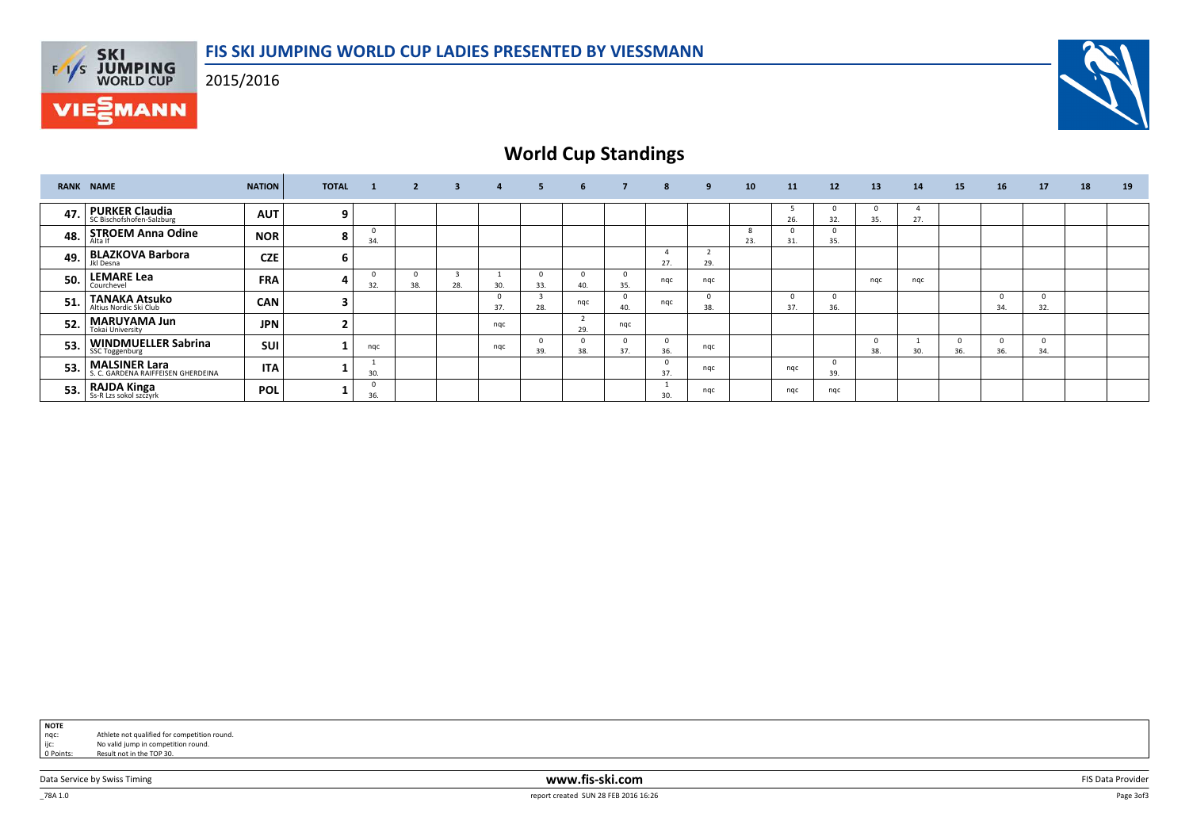# FIS SKI JUMPING WORLD CUP LADIES PRESENTED BY VIESSMANN

2015/2016

## World Cup Standings

| RANK | NAME | NATION | TOTAL | 1 | 2 | 3 | 4 | 5 | 6 | 7 | 8 | 9 | 10 | 11 | 12 | 13 | 14 | 15 | 16 | 17 | 18 | 19 |
|---|---|---|---|---|---|---|---|---|---|---|---|---|---|---|---|---|---|---|---|---|---|---|
| 47. | **PURKER Claudia** SC Bischofshofen-Salzburg | AUT | 9 | | | | | | | | | | | 5 26. | 0 32. | 0 35. | 4 27. | | | | | |
| 48. | **STROEM Anna Odine** Alta If | NOR | 8 | 0 34. | | | | | | | | | 8 23. | 0 31. | 0 35. | | | | | | | |
| 49. | **BLAZKOVA Barbora** Jkl Desna | CZE | 6 | | | | | | | | 4 27. | 2 29. | | | | | | | | | | |
| 50. | **LEMARE Lea** Courchevel | FRA | 4 | 0 32. | 0 38. | 3 28. | 1 30. | 0 33. | 0 40. | 0 35. | nqc | nqc | | | | nqc | nqc | | | | | |
| 51. | **TANAKA Atsuko** Altius Nordic Ski Club | CAN | 3 | | | | 0 37. | 3 28. | nqc | 0 40. | nqc | 0 38. | | 0 37. | 0 36. | | | | 0 34. | 0 32. | | |
| 52. | **MARUYAMA Jun** Tokai University | JPN | 2 | | | | nqc | | 2 29. | nqc | | | | | | | | | | | | |
| 53. | **WINDMUELLER Sabrina** SSC Toggenburg | SUI | 1 | nqc | | | nqc | 0 39. | 0 38. | 0 37. | 0 36. | nqc | | | | 0 38. | 1 30. | 0 36. | 0 36. | 0 34. | | |
| 53. | **MALSINER Lara** S. C. GARDENA RAIFFEISEN GHERDEINA | ITA | 1 | 1 30. | | | | | | | 0 37. | nqc | | nqc | 0 39. | | | | | | | |
| 53. | **RAJDA Kinga** Ss-R Lzs sokol szczyrk | POL | 1 | 0 36. | | | | | | | 1 30. | nqc | | nqc | nqc | | | | | | | |

**NOTE**

| | |
|---|---|
| nqc: | Athlete not qualified for competition round. |
| ijc: | No valid jump in competition round. |
| 0 Points: | Result not in the TOP 30. |

Data Service by Swiss Timing — www.fis-ski.com — FIS Data Provider

_78A 1.0 — report created SUN 28 FEB 2016 16:26